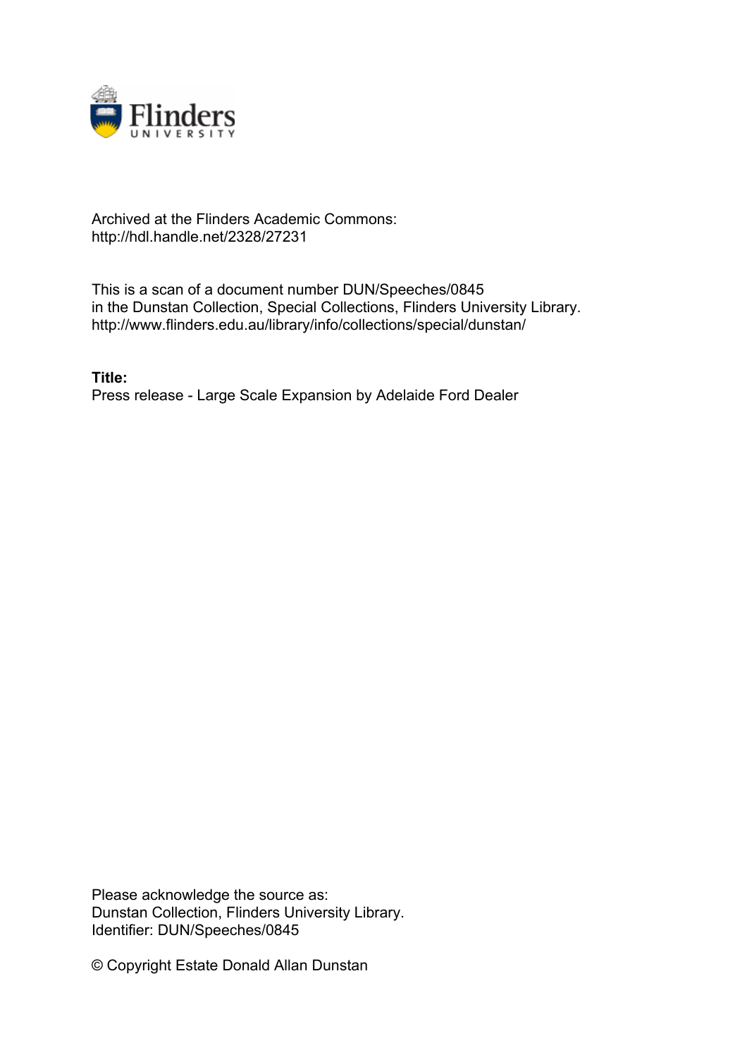Archived at the Flinders Academic Commons:
http://hdl.handle.net/2328/27231

This is a scan of a document number DUN/Speeches/0845
in the Dunstan Collection, Special Collections, Flinders University Library.
http://www.flinders.edu.au/library/info/collections/special/dunstan/

**Title:**
Press release - Large Scale Expansion by Adelaide Ford Dealer

Please acknowledge the source as:
Dunstan Collection, Flinders University Library.
Identifier: DUN/Speeches/0845

© Copyright Estate Donald Allan Dunstan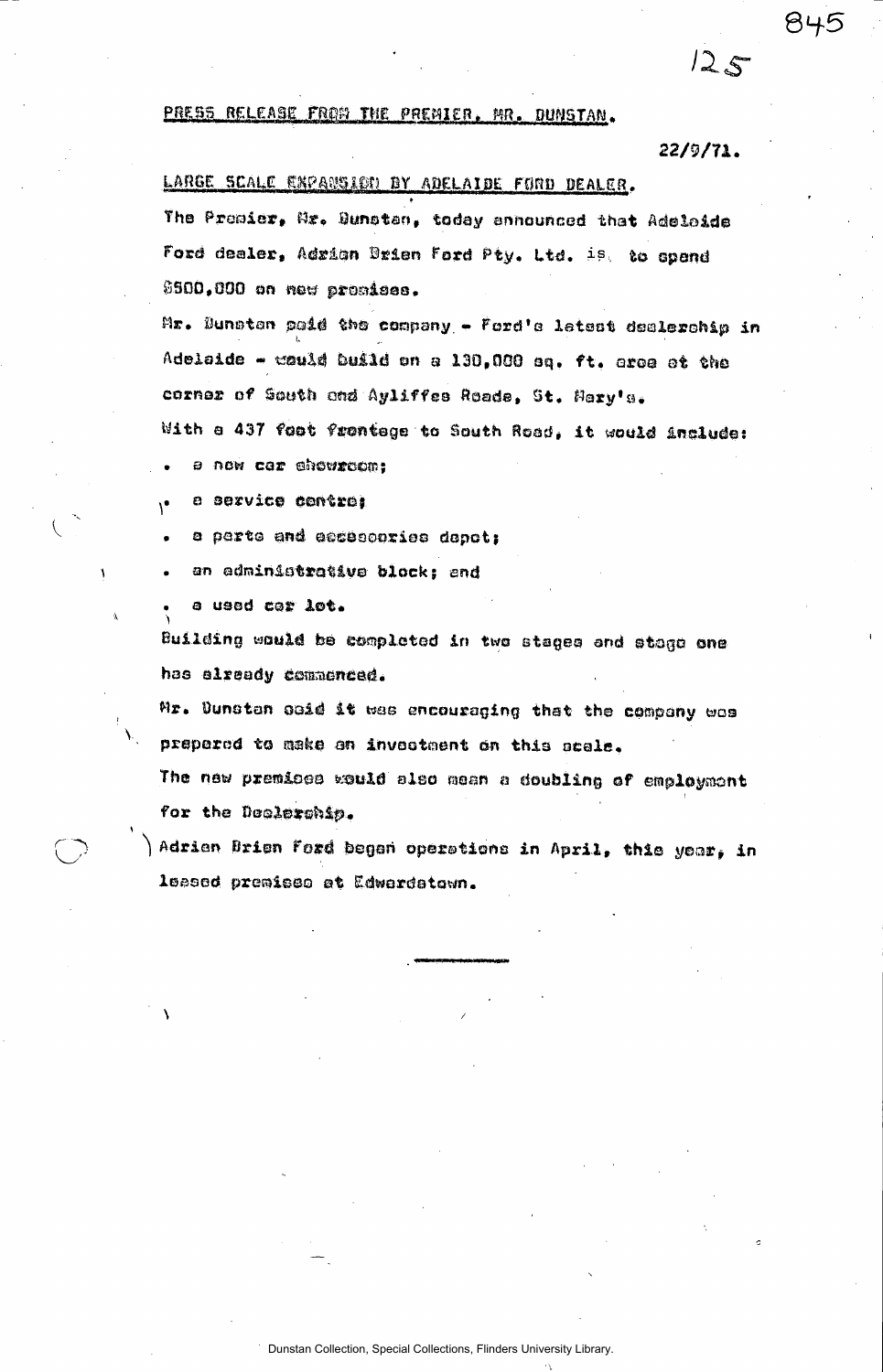PRESS RELEASE FROM THE PREMIER, MR. DUNSTAN.

22/9/71.

LARGE SCALE EXPANSION BY ADELAIDE FORD DEALER.

The Premier, Mr. Dunstan, today announced that Adelaide Ford dealer, Adrian Brien Ford Pty. Ltd. is to spend $500,000 on new premises.

Mr. Dunstan said the company - Ford's latest dealership in Adelaide - would build on a 130,000 sq. ft. area at the corner of South and Ayliffes Roads, St. Mary's.

With a 437 foot frontage to South Road, it would include:

- a new car showroom;
- a service centre;
- a parts and accessories depot;
- an administrative block; and
- a used car lot.

Building would be completed in two stages and stage one has already commenced.

Mr. Dunstan said it was encouraging that the company was prepared to make an investment on this scale.

The new premises would also mean a doubling of employment for the Dealership.

Adrian Brien Ford began operations in April, this year, in leased premises at Edwardstown.